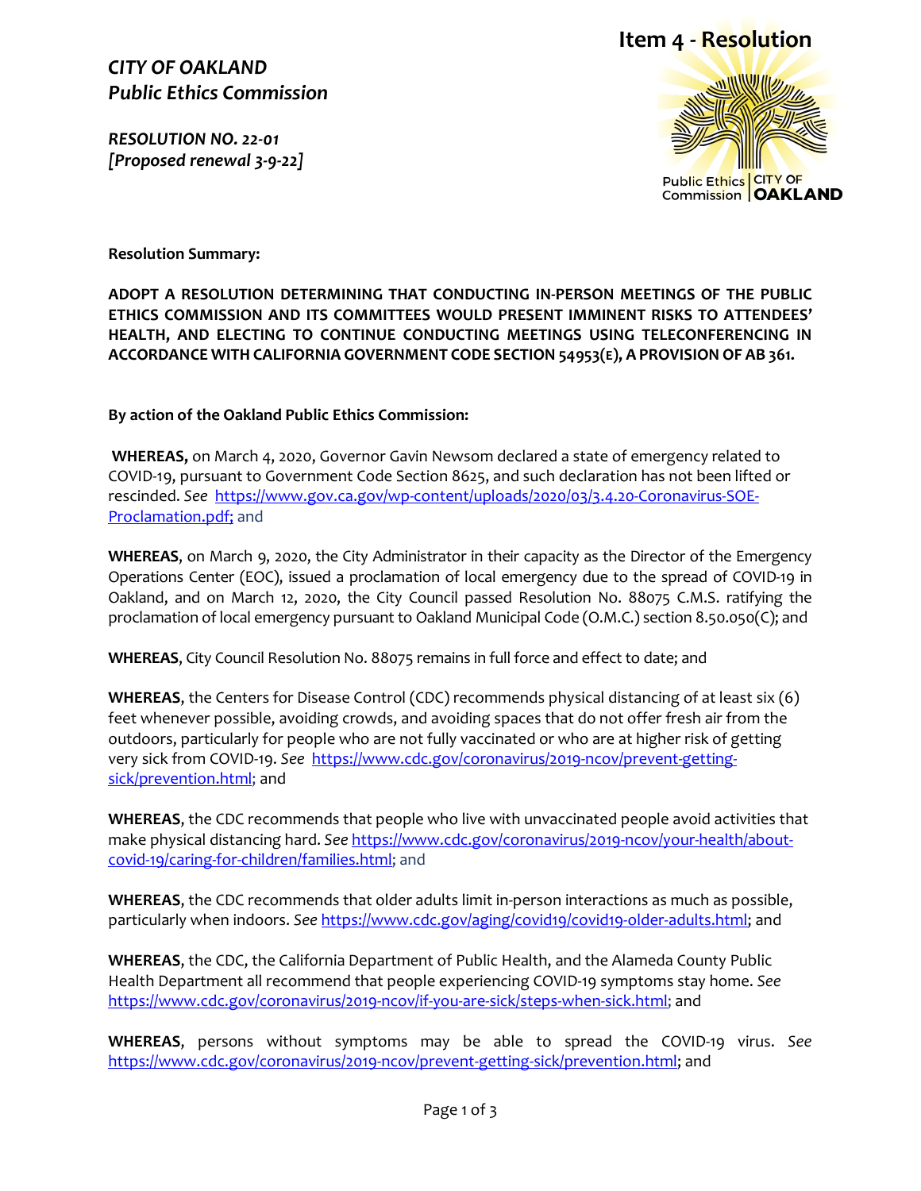# Item 4 - Resolution

***CITY OF OAKLAND***
***Public Ethics Commission***

***RESOLUTION NO. 22-01***
***[Proposed renewal 3-9-22]***

Public Ethics Commission | CITY OF OAKLAND

**Resolution Summary:**

**ADOPT A RESOLUTION DETERMINING THAT CONDUCTING IN-PERSON MEETINGS OF THE PUBLIC ETHICS COMMISSION AND ITS COMMITTEES WOULD PRESENT IMMINENT RISKS TO ATTENDEES' HEALTH, AND ELECTING TO CONTINUE CONDUCTING MEETINGS USING TELECONFERENCING IN ACCORDANCE WITH CALIFORNIA GOVERNMENT CODE SECTION 54953(E), A PROVISION OF AB 361.**

**By action of the Oakland Public Ethics Commission:**

**WHEREAS,** on March 4, 2020, Governor Gavin Newsom declared a state of emergency related to COVID-19, pursuant to Government Code Section 8625, and such declaration has not been lifted or rescinded. *See* https://www.gov.ca.gov/wp-content/uploads/2020/03/3.4.20-Coronavirus-SOE-Proclamation.pdf; and

**WHEREAS**, on March 9, 2020, the City Administrator in their capacity as the Director of the Emergency Operations Center (EOC), issued a proclamation of local emergency due to the spread of COVID-19 in Oakland, and on March 12, 2020, the City Council passed Resolution No. 88075 C.M.S. ratifying the proclamation of local emergency pursuant to Oakland Municipal Code (O.M.C.) section 8.50.050(C); and

**WHEREAS**, City Council Resolution No. 88075 remains in full force and effect to date; and

**WHEREAS**, the Centers for Disease Control (CDC) recommends physical distancing of at least six (6) feet whenever possible, avoiding crowds, and avoiding spaces that do not offer fresh air from the outdoors, particularly for people who are not fully vaccinated or who are at higher risk of getting very sick from COVID-19. *See* https://www.cdc.gov/coronavirus/2019-ncov/prevent-getting-sick/prevention.html; and

**WHEREAS**, the CDC recommends that people who live with unvaccinated people avoid activities that make physical distancing hard. *See* https://www.cdc.gov/coronavirus/2019-ncov/your-health/about-covid-19/caring-for-children/families.html; and

**WHEREAS**, the CDC recommends that older adults limit in-person interactions as much as possible, particularly when indoors. *See* https://www.cdc.gov/aging/covid19/covid19-older-adults.html; and

**WHEREAS**, the CDC, the California Department of Public Health, and the Alameda County Public Health Department all recommend that people experiencing COVID-19 symptoms stay home. *See* https://www.cdc.gov/coronavirus/2019-ncov/if-you-are-sick/steps-when-sick.html; and

**WHEREAS**, persons without symptoms may be able to spread the COVID-19 virus. *See* https://www.cdc.gov/coronavirus/2019-ncov/prevent-getting-sick/prevention.html; and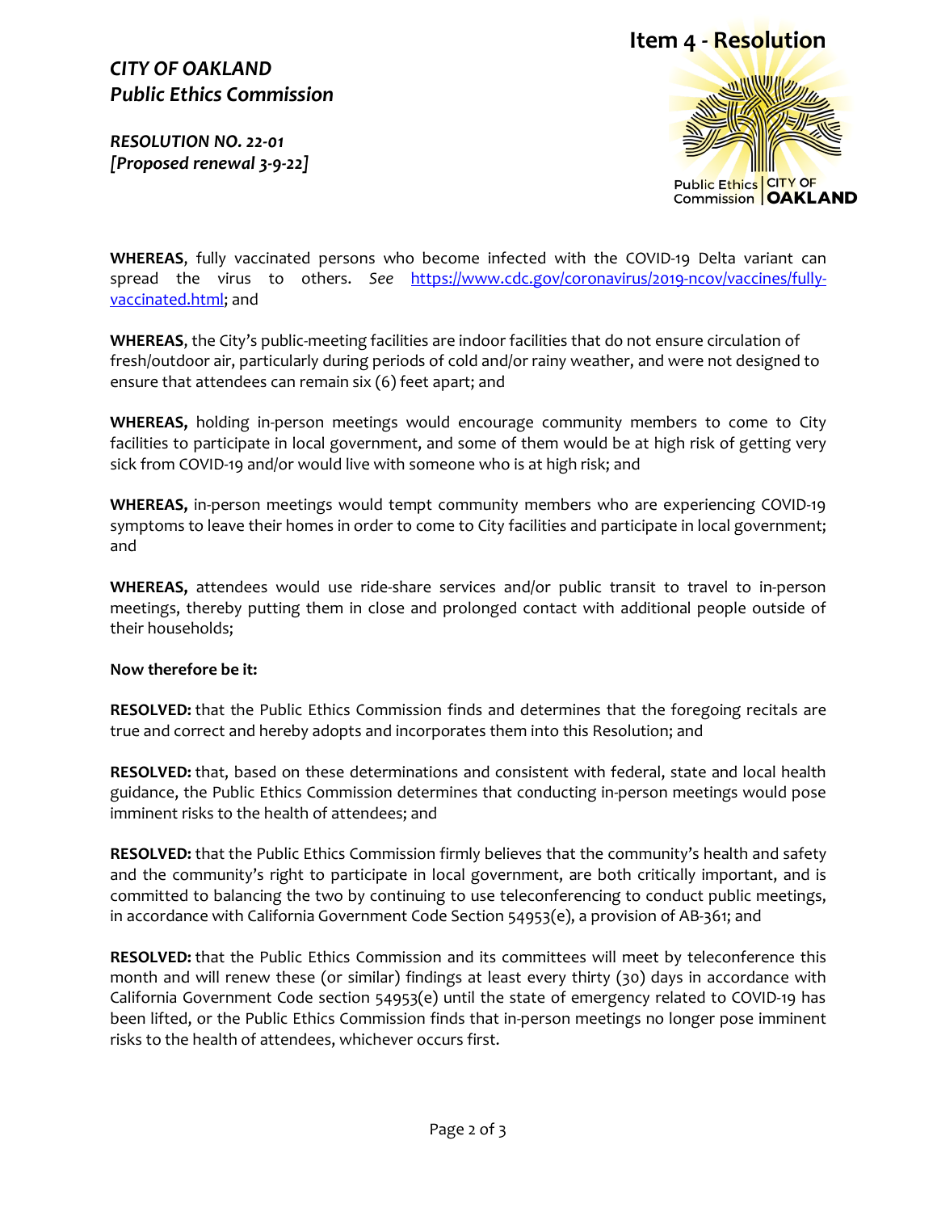# Item 4 - Resolution

***CITY OF OAKLAND***
***Public Ethics Commission***

***RESOLUTION NO. 22-01***
***[Proposed renewal 3-9-22]***

Public Ethics Commission | CITY OF OAKLAND

**WHEREAS**, fully vaccinated persons who become infected with the COVID-19 Delta variant can spread the virus to others. *See* https://www.cdc.gov/coronavirus/2019-ncov/vaccines/fully-vaccinated.html; and

**WHEREAS**, the City's public-meeting facilities are indoor facilities that do not ensure circulation of fresh/outdoor air, particularly during periods of cold and/or rainy weather, and were not designed to ensure that attendees can remain six (6) feet apart; and

**WHEREAS,** holding in-person meetings would encourage community members to come to City facilities to participate in local government, and some of them would be at high risk of getting very sick from COVID-19 and/or would live with someone who is at high risk; and

**WHEREAS,** in-person meetings would tempt community members who are experiencing COVID-19 symptoms to leave their homes in order to come to City facilities and participate in local government; and

**WHEREAS,** attendees would use ride-share services and/or public transit to travel to in-person meetings, thereby putting them in close and prolonged contact with additional people outside of their households;

**Now therefore be it:**

**RESOLVED:** that the Public Ethics Commission finds and determines that the foregoing recitals are true and correct and hereby adopts and incorporates them into this Resolution; and

**RESOLVED:** that, based on these determinations and consistent with federal, state and local health guidance, the Public Ethics Commission determines that conducting in-person meetings would pose imminent risks to the health of attendees; and

**RESOLVED:** that the Public Ethics Commission firmly believes that the community's health and safety and the community's right to participate in local government, are both critically important, and is committed to balancing the two by continuing to use teleconferencing to conduct public meetings, in accordance with California Government Code Section 54953(e), a provision of AB-361; and

**RESOLVED:** that the Public Ethics Commission and its committees will meet by teleconference this month and will renew these (or similar) findings at least every thirty (30) days in accordance with California Government Code section 54953(e) until the state of emergency related to COVID-19 has been lifted, or the Public Ethics Commission finds that in-person meetings no longer pose imminent risks to the health of attendees, whichever occurs first.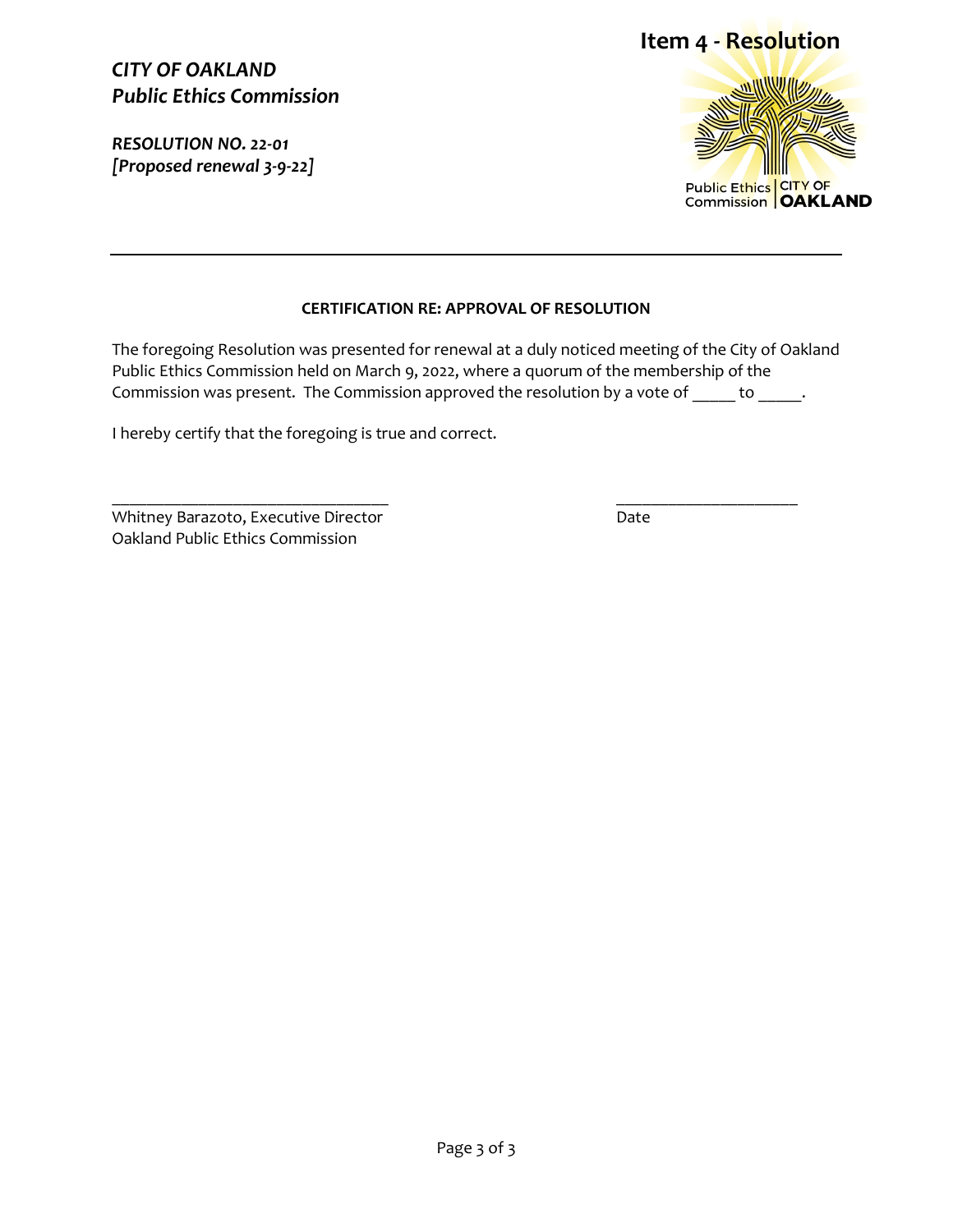# Item 4 - Resolution

*CITY OF OAKLAND*
*Public Ethics Commission*

*RESOLUTION NO. 22-01*
*[Proposed renewal 3-9-22]*

Public Ethics Commission | CITY OF OAKLAND

---

**CERTIFICATION RE: APPROVAL OF RESOLUTION**

The foregoing Resolution was presented for renewal at a duly noticed meeting of the City of Oakland Public Ethics Commission held on March 9, 2022, where a quorum of the membership of the Commission was present. The Commission approved the resolution by a vote of _____ to _____.

I hereby certify that the foregoing is true and correct.

________________________________
Whitney Barazoto, Executive Director
Oakland Public Ethics Commission

_____________________
Date